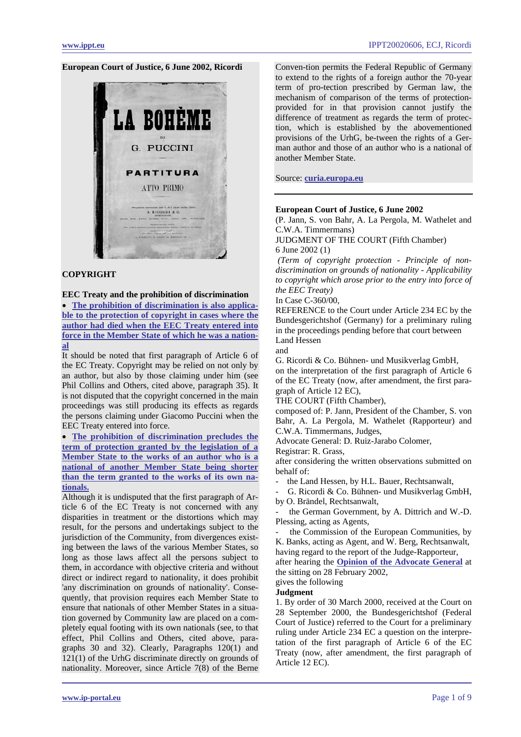**European Court of Justice, 6 June 2002, Ricordi**

**COPYRIGHT**

**EEC Treaty and the prohibition of discrimination**

- **The prohibition of discrimination is also applicable to the protection of copyright in cases where the author had died when the EEC Treaty entered into force in the Member State of which he was a national**

It should be noted that first paragraph of Article 6 of the EC Treaty. Copyright may be relied on not only by an author, but also by those claiming under him (see Phil Collins and Others, cited above, paragraph 35). It is not disputed that the copyright concerned in the main proceedings was still producing its effects as regards the persons claiming under Giacomo Puccini when the EEC Treaty entered into force.

- **The prohibition of discrimination precludes the term of protection granted by the legislation of a Member State to the works of an author who is a national of another Member State being shorter than the term granted to the works of its own nationals.**

Although it is undisputed that the first paragraph of Article 6 of the EC Treaty is not concerned with any disparities in treatment or the distortions which may result, for the persons and undertakings subject to the jurisdiction of the Community, from divergences existing between the laws of the various Member States, so long as those laws affect all the persons subject to them, in accordance with objective criteria and without direct or indirect regard to nationality, it does prohibit 'any discrimination on grounds of nationality'. Consequently, that provision requires each Member State to ensure that nationals of other Member States in a situation governed by Community law are placed on a completely equal footing with its own nationals (see, to that effect, Phil Collins and Others, cited above, paragraphs 30 and 32). Clearly, Paragraphs 120(1) and 121(1) of the UrhG discriminate directly on grounds of nationality. Moreover, since Article 7(8) of the Berne Convention permits the Federal Republic of Germany to extend to the rights of a foreign author the 70-year term of protection prescribed by German law, the mechanism of comparison of the terms of protection provided for in that provision cannot justify the difference of treatment as regards the term of protection, which is established by the abovementioned provisions of the UrhG, between the rights of a German author and those of an author who is a national of another Member State.

Source: **curia.europa.eu**

---

**European Court of Justice, 6 June 2002**

(P. Jann, S. von Bahr, A. La Pergola, M. Wathelet and C.W.A. Timmermans)

JUDGMENT OF THE COURT (Fifth Chamber)

6 June 2002 (1)

*(Term of copyright protection - Principle of non-discrimination on grounds of nationality - Applicability to copyright which arose prior to the entry into force of the EEC Treaty)*

In Case C-360/00,

REFERENCE to the Court under Article 234 EC by the Bundesgerichtshof (Germany) for a preliminary ruling in the proceedings pending before that court between

Land Hessen

and

G. Ricordi & Co. Bühnen- und Musikverlag GmbH,

on the interpretation of the first paragraph of Article 6 of the EC Treaty (now, after amendment, the first paragraph of Article 12 EC),

THE COURT (Fifth Chamber),

composed of: P. Jann, President of the Chamber, S. von Bahr, A. La Pergola, M. Wathelet (Rapporteur) and C.W.A. Timmermans, Judges,

Advocate General: D. Ruiz-Jarabo Colomer,

Registrar: R. Grass,

after considering the written observations submitted on behalf of:

- the Land Hessen, by H.L. Bauer, Rechtsanwalt,
- G. Ricordi & Co. Bühnen- und Musikverlag GmbH, by O. Brändel, Rechtsanwalt,
- the German Government, by A. Dittrich and W.-D. Plessing, acting as Agents,
- the Commission of the European Communities, by K. Banks, acting as Agent, and W. Berg, Rechtsanwalt,

having regard to the report of the Judge-Rapporteur,

after hearing the **Opinion of the Advocate General** at the sitting on 28 February 2002,

gives the following

**Judgment**

1. By order of 30 March 2000, received at the Court on 28 September 2000, the Bundesgerichtshof (Federal Court of Justice) referred to the Court for a preliminary ruling under Article 234 EC a question on the interpretation of the first paragraph of Article 6 of the EC Treaty (now, after amendment, the first paragraph of Article 12 EC).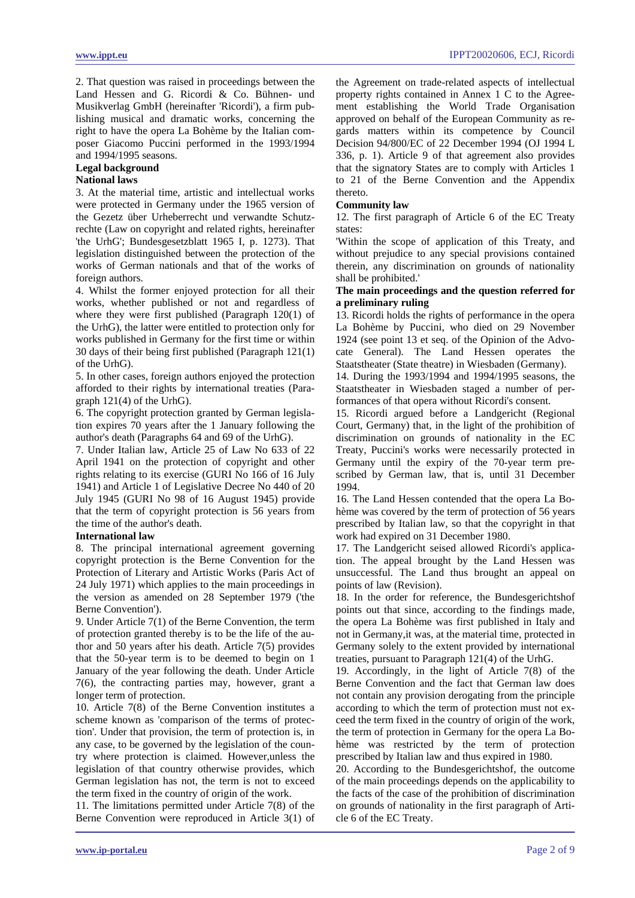2. That question was raised in proceedings between the Land Hessen and G. Ricordi & Co. Bühnen- und Musikverlag GmbH (hereinafter 'Ricordi'), a firm publishing musical and dramatic works, concerning the right to have the opera La Bohème by the Italian composer Giacomo Puccini performed in the 1993/1994 and 1994/1995 seasons.

## Legal background

### National laws

3. At the material time, artistic and intellectual works were protected in Germany under the 1965 version of the Gezetz über Urheberrecht und verwandte Schutzrechte (Law on copyright and related rights, hereinafter 'the UrhG'; Bundesgesetzblatt 1965 I, p. 1273). That legislation distinguished between the protection of the works of German nationals and that of the works of foreign authors.

4. Whilst the former enjoyed protection for all their works, whether published or not and regardless of where they were first published (Paragraph 120(1) of the UrhG), the latter were entitled to protection only for works published in Germany for the first time or within 30 days of their being first published (Paragraph 121(1) of the UrhG).

5. In other cases, foreign authors enjoyed the protection afforded to their rights by international treaties (Paragraph 121(4) of the UrhG).

6. The copyright protection granted by German legislation expires 70 years after the 1 January following the author's death (Paragraphs 64 and 69 of the UrhG).

7. Under Italian law, Article 25 of Law No 633 of 22 April 1941 on the protection of copyright and other rights relating to its exercise (GURI No 166 of 16 July 1941) and Article 1 of Legislative Decree No 440 of 20 July 1945 (GURI No 98 of 16 August 1945) provide that the term of copyright protection is 56 years from the time of the author's death.

### International law

8. The principal international agreement governing copyright protection is the Berne Convention for the Protection of Literary and Artistic Works (Paris Act of 24 July 1971) which applies to the main proceedings in the version as amended on 28 September 1979 ('the Berne Convention').

9. Under Article 7(1) of the Berne Convention, the term of protection granted thereby is to be the life of the author and 50 years after his death. Article 7(5) provides that the 50-year term is to be deemed to begin on 1 January of the year following the death. Under Article 7(6), the contracting parties may, however, grant a longer term of protection.

10. Article 7(8) of the Berne Convention institutes a scheme known as 'comparison of the terms of protection'. Under that provision, the term of protection is, in any case, to be governed by the legislation of the country where protection is claimed. However,unless the legislation of that country otherwise provides, which German legislation has not, the term is not to exceed the term fixed in the country of origin of the work.

11. The limitations permitted under Article 7(8) of the Berne Convention were reproduced in Article 3(1) of the Agreement on trade-related aspects of intellectual property rights contained in Annex 1 C to the Agreement establishing the World Trade Organisation approved on behalf of the European Community as regards matters within its competence by Council Decision 94/800/EC of 22 December 1994 (OJ 1994 L 336, p. 1). Article 9 of that agreement also provides that the signatory States are to comply with Articles 1 to 21 of the Berne Convention and the Appendix thereto.

### Community law

12. The first paragraph of Article 6 of the EC Treaty states:

'Within the scope of application of this Treaty, and without prejudice to any special provisions contained therein, any discrimination on grounds of nationality shall be prohibited.'

## The main proceedings and the question referred for a preliminary ruling

13. Ricordi holds the rights of performance in the opera La Bohème by Puccini, who died on 29 November 1924 (see point 13 et seq. of the Opinion of the Advocate General). The Land Hessen operates the Staatstheater (State theatre) in Wiesbaden (Germany).

14. During the 1993/1994 and 1994/1995 seasons, the Staatstheater in Wiesbaden staged a number of performances of that opera without Ricordi's consent.

15. Ricordi argued before a Landgericht (Regional Court, Germany) that, in the light of the prohibition of discrimination on grounds of nationality in the EC Treaty, Puccini's works were necessarily protected in Germany until the expiry of the 70-year term prescribed by German law, that is, until 31 December 1994.

16. The Land Hessen contended that the opera La Bohème was covered by the term of protection of 56 years prescribed by Italian law, so that the copyright in that work had expired on 31 December 1980.

17. The Landgericht seised allowed Ricordi's application. The appeal brought by the Land Hessen was unsuccessful. The Land thus brought an appeal on points of law (Revision).

18. In the order for reference, the Bundesgerichtshof points out that since, according to the findings made, the opera La Bohème was first published in Italy and not in Germany,it was, at the material time, protected in Germany solely to the extent provided by international treaties, pursuant to Paragraph 121(4) of the UrhG.

19. Accordingly, in the light of Article 7(8) of the Berne Convention and the fact that German law does not contain any provision derogating from the principle according to which the term of protection must not exceed the term fixed in the country of origin of the work, the term of protection in Germany for the opera La Bohème was restricted by the term of protection prescribed by Italian law and thus expired in 1980.

20. According to the Bundesgerichtshof, the outcome of the main proceedings depends on the applicability to the facts of the case of the prohibition of discrimination on grounds of nationality in the first paragraph of Article 6 of the EC Treaty.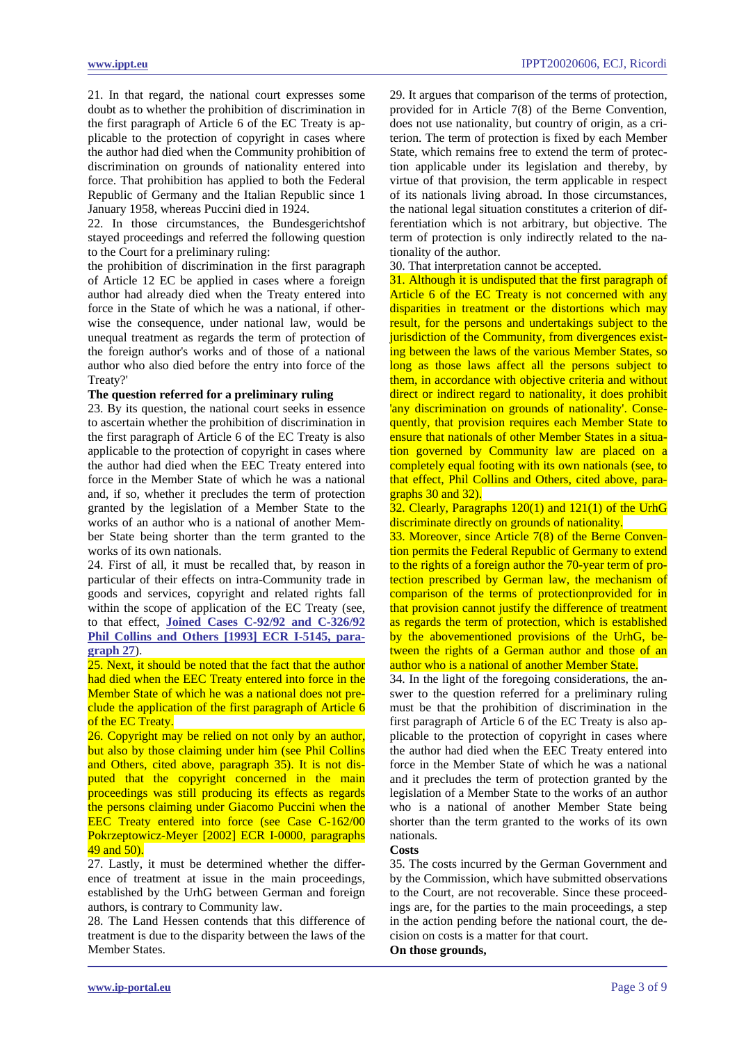21. In that regard, the national court expresses some doubt as to whether the prohibition of discrimination in the first paragraph of Article 6 of the EC Treaty is applicable to the protection of copyright in cases where the author had died when the Community prohibition of discrimination on grounds of nationality entered into force. That prohibition has applied to both the Federal Republic of Germany and the Italian Republic since 1 January 1958, whereas Puccini died in 1924.

22. In those circumstances, the Bundesgerichtshof stayed proceedings and referred the following question to the Court for a preliminary ruling:

the prohibition of discrimination in the first paragraph of Article 12 EC be applied in cases where a foreign author had already died when the Treaty entered into force in the State of which he was a national, if otherwise the consequence, under national law, would be unequal treatment as regards the term of protection of the foreign author's works and of those of a national author who also died before the entry into force of the Treaty?'

**The question referred for a preliminary ruling**

23. By its question, the national court seeks in essence to ascertain whether the prohibition of discrimination in the first paragraph of Article 6 of the EC Treaty is also applicable to the protection of copyright in cases where the author had died when the EEC Treaty entered into force in the Member State of which he was a national and, if so, whether it precludes the term of protection granted by the legislation of a Member State to the works of an author who is a national of another Member State being shorter than the term granted to the works of its own nationals.

24. First of all, it must be recalled that, by reason in particular of their effects on intra-Community trade in goods and services, copyright and related rights fall within the scope of application of the EC Treaty (see, to that effect, **Joined Cases C-92/92 and C-326/92 Phil Collins and Others [1993] ECR I-5145, paragraph 27**).

25. Next, it should be noted that the fact that the author had died when the EEC Treaty entered into force in the Member State of which he was a national does not preclude the application of the first paragraph of Article 6 of the EC Treaty.

26. Copyright may be relied on not only by an author, but also by those claiming under him (see Phil Collins and Others, cited above, paragraph 35). It is not disputed that the copyright concerned in the main proceedings was still producing its effects as regards the persons claiming under Giacomo Puccini when the EEC Treaty entered into force (see Case C-162/00 Pokrzeptowicz-Meyer [2002] ECR I-0000, paragraphs 49 and 50).

27. Lastly, it must be determined whether the difference of treatment at issue in the main proceedings, established by the UrhG between German and foreign authors, is contrary to Community law.

28. The Land Hessen contends that this difference of treatment is due to the disparity between the laws of the Member States.

29. It argues that comparison of the terms of protection, provided for in Article 7(8) of the Berne Convention, does not use nationality, but country of origin, as a criterion. The term of protection is fixed by each Member State, which remains free to extend the term of protection applicable under its legislation and thereby, by virtue of that provision, the term applicable in respect of its nationals living abroad. In those circumstances, the national legal situation constitutes a criterion of differentiation which is not arbitrary, but objective. The term of protection is only indirectly related to the nationality of the author.

30. That interpretation cannot be accepted.

31. Although it is undisputed that the first paragraph of Article 6 of the EC Treaty is not concerned with any disparities in treatment or the distortions which may result, for the persons and undertakings subject to the jurisdiction of the Community, from divergences existing between the laws of the various Member States, so long as those laws affect all the persons subject to them, in accordance with objective criteria and without direct or indirect regard to nationality, it does prohibit 'any discrimination on grounds of nationality'. Consequently, that provision requires each Member State to ensure that nationals of other Member States in a situation governed by Community law are placed on a completely equal footing with its own nationals (see, to that effect, Phil Collins and Others, cited above, paragraphs 30 and 32).

32. Clearly, Paragraphs 120(1) and 121(1) of the UrhG discriminate directly on grounds of nationality.

33. Moreover, since Article 7(8) of the Berne Convention permits the Federal Republic of Germany to extend to the rights of a foreign author the 70-year term of protection prescribed by German law, the mechanism of comparison of the terms of protectionprovided for in that provision cannot justify the difference of treatment as regards the term of protection, which is established by the abovementioned provisions of the UrhG, between the rights of a German author and those of an author who is a national of another Member State.

34. In the light of the foregoing considerations, the answer to the question referred for a preliminary ruling must be that the prohibition of discrimination in the first paragraph of Article 6 of the EC Treaty is also applicable to the protection of copyright in cases where the author had died when the EEC Treaty entered into force in the Member State of which he was a national and it precludes the term of protection granted by the legislation of a Member State to the works of an author who is a national of another Member State being shorter than the term granted to the works of its own nationals.

**Costs**

35. The costs incurred by the German Government and by the Commission, which have submitted observations to the Court, are not recoverable. Since these proceedings are, for the parties to the main proceedings, a step in the action pending before the national court, the decision on costs is a matter for that court.

**On those grounds,**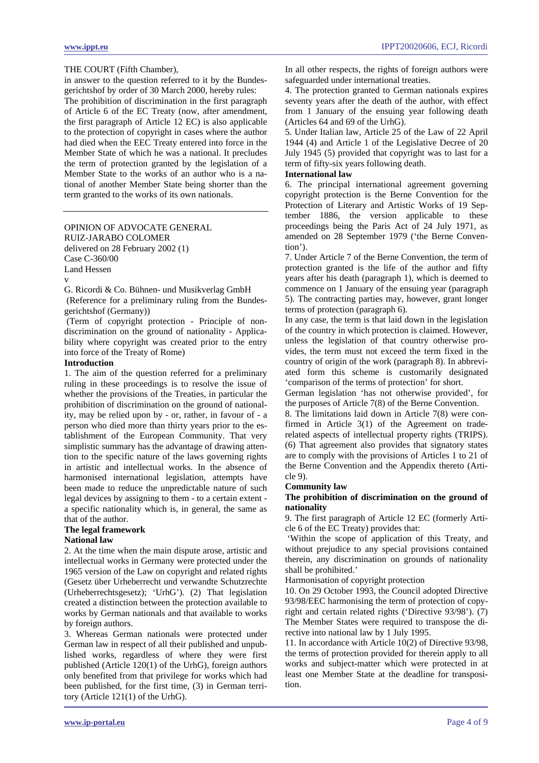THE COURT (Fifth Chamber),

in answer to the question referred to it by the Bundesgerichtshof by order of 30 March 2000, hereby rules:

The prohibition of discrimination in the first paragraph of Article 6 of the EC Treaty (now, after amendment, the first paragraph of Article 12 EC) is also applicable to the protection of copyright in cases where the author had died when the EEC Treaty entered into force in the Member State of which he was a national. It precludes the term of protection granted by the legislation of a Member State to the works of an author who is a national of another Member State being shorter than the term granted to the works of its own nationals.

---

OPINION OF ADVOCATE GENERAL RUIZ-JARABO COLOMER

delivered on 28 February 2002 (1)

Case C-360/00

Land Hessen

v

G. Ricordi & Co. Bühnen- und Musikverlag GmbH

(Reference for a preliminary ruling from the Bundesgerichtshof (Germany))

(Term of copyright protection - Principle of non-discrimination on the ground of nationality - Applicability where copyright was created prior to the entry into force of the Treaty of Rome)

**Introduction**

1. The aim of the question referred for a preliminary ruling in these proceedings is to resolve the issue of whether the provisions of the Treaties, in particular the prohibition of discrimination on the ground of nationality, may be relied upon by - or, rather, in favour of - a person who died more than thirty years prior to the establishment of the European Community. That very simplistic summary has the advantage of drawing attention to the specific nature of the laws governing rights in artistic and intellectual works. In the absence of harmonised international legislation, attempts have been made to reduce the unpredictable nature of such legal devices by assigning to them - to a certain extent - a specific nationality which is, in general, the same as that of the author.

**The legal framework**

**National law**

2. At the time when the main dispute arose, artistic and intellectual works in Germany were protected under the 1965 version of the Law on copyright and related rights (Gesetz über Urheberrecht und verwandte Schutzrechte (Urheberrechtsgesetz); 'UrhG'). (2) That legislation created a distinction between the protection available to works by German nationals and that available to works by foreign authors.

3. Whereas German nationals were protected under German law in respect of all their published and unpublished works, regardless of where they were first published (Article 120(1) of the UrhG), foreign authors only benefited from that privilege for works which had been published, for the first time, (3) in German territory (Article 121(1) of the UrhG).

In all other respects, the rights of foreign authors were safeguarded under international treaties.

4. The protection granted to German nationals expires seventy years after the death of the author, with effect from 1 January of the ensuing year following death (Articles 64 and 69 of the UrhG).

5. Under Italian law, Article 25 of the Law of 22 April 1944 (4) and Article 1 of the Legislative Decree of 20 July 1945 (5) provided that copyright was to last for a term of fifty-six years following death.

**International law**

6. The principal international agreement governing copyright protection is the Berne Convention for the Protection of Literary and Artistic Works of 19 September 1886, the version applicable to these proceedings being the Paris Act of 24 July 1971, as amended on 28 September 1979 ('the Berne Convention').

7. Under Article 7 of the Berne Convention, the term of protection granted is the life of the author and fifty years after his death (paragraph 1), which is deemed to commence on 1 January of the ensuing year (paragraph 5). The contracting parties may, however, grant longer terms of protection (paragraph 6).

In any case, the term is that laid down in the legislation of the country in which protection is claimed. However, unless the legislation of that country otherwise provides, the term must not exceed the term fixed in the country of origin of the work (paragraph 8). In abbreviated form this scheme is customarily designated 'comparison of the terms of protection' for short.

German legislation 'has not otherwise provided', for the purposes of Article 7(8) of the Berne Convention.

8. The limitations laid down in Article 7(8) were confirmed in Article 3(1) of the Agreement on trade-related aspects of intellectual property rights (TRIPS). (6) That agreement also provides that signatory states are to comply with the provisions of Articles 1 to 21 of the Berne Convention and the Appendix thereto (Article 9).

**Community law**

**The prohibition of discrimination on the ground of nationality**

9. The first paragraph of Article 12 EC (formerly Article 6 of the EC Treaty) provides that:

'Within the scope of application of this Treaty, and without prejudice to any special provisions contained therein, any discrimination on grounds of nationality shall be prohibited.'

Harmonisation of copyright protection

10. On 29 October 1993, the Council adopted Directive 93/98/EEC harmonising the term of protection of copyright and certain related rights ('Directive 93/98'). (7) The Member States were required to transpose the directive into national law by 1 July 1995.

11. In accordance with Article 10(2) of Directive 93/98, the terms of protection provided for therein apply to all works and subject-matter which were protected in at least one Member State at the deadline for transposition.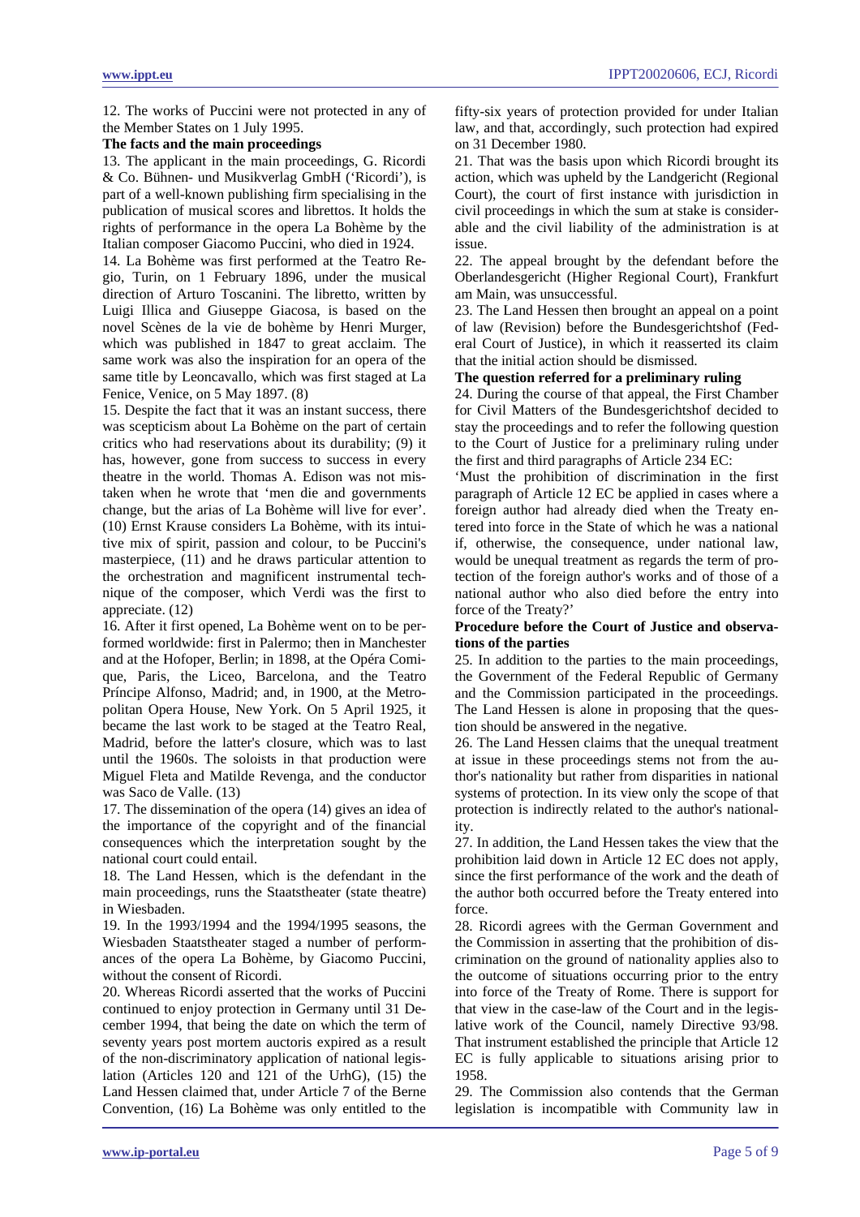12. The works of Puccini were not protected in any of the Member States on 1 July 1995.

**The facts and the main proceedings**

13. The applicant in the main proceedings, G. Ricordi & Co. Bühnen- und Musikverlag GmbH ('Ricordi'), is part of a well-known publishing firm specialising in the publication of musical scores and librettos. It holds the rights of performance in the opera La Bohème by the Italian composer Giacomo Puccini, who died in 1924.

14. La Bohème was first performed at the Teatro Regio, Turin, on 1 February 1896, under the musical direction of Arturo Toscanini. The libretto, written by Luigi Illica and Giuseppe Giacosa, is based on the novel Scènes de la vie de bohème by Henri Murger, which was published in 1847 to great acclaim. The same work was also the inspiration for an opera of the same title by Leoncavallo, which was first staged at La Fenice, Venice, on 5 May 1897. (8)

15. Despite the fact that it was an instant success, there was scepticism about La Bohème on the part of certain critics who had reservations about its durability; (9) it has, however, gone from success to success in every theatre in the world. Thomas A. Edison was not mistaken when he wrote that 'men die and governments change, but the arias of La Bohème will live for ever'. (10) Ernst Krause considers La Bohème, with its intuitive mix of spirit, passion and colour, to be Puccini's masterpiece, (11) and he draws particular attention to the orchestration and magnificent instrumental technique of the composer, which Verdi was the first to appreciate. (12)

16. After it first opened, La Bohème went on to be performed worldwide: first in Palermo; then in Manchester and at the Hofoper, Berlin; in 1898, at the Opéra Comique, Paris, the Liceo, Barcelona, and the Teatro Príncipe Alfonso, Madrid; and, in 1900, at the Metropolitan Opera House, New York. On 5 April 1925, it became the last work to be staged at the Teatro Real, Madrid, before the latter's closure, which was to last until the 1960s. The soloists in that production were Miguel Fleta and Matilde Revenga, and the conductor was Saco de Valle. (13)

17. The dissemination of the opera (14) gives an idea of the importance of the copyright and of the financial consequences which the interpretation sought by the national court could entail.

18. The Land Hessen, which is the defendant in the main proceedings, runs the Staatstheater (state theatre) in Wiesbaden.

19. In the 1993/1994 and the 1994/1995 seasons, the Wiesbaden Staatstheater staged a number of performances of the opera La Bohème, by Giacomo Puccini, without the consent of Ricordi.

20. Whereas Ricordi asserted that the works of Puccini continued to enjoy protection in Germany until 31 December 1994, that being the date on which the term of seventy years post mortem auctoris expired as a result of the non-discriminatory application of national legislation (Articles 120 and 121 of the UrhG), (15) the Land Hessen claimed that, under Article 7 of the Berne Convention, (16) La Bohème was only entitled to the fifty-six years of protection provided for under Italian law, and that, accordingly, such protection had expired on 31 December 1980.

21. That was the basis upon which Ricordi brought its action, which was upheld by the Landgericht (Regional Court), the court of first instance with jurisdiction in civil proceedings in which the sum at stake is considerable and the civil liability of the administration is at issue.

22. The appeal brought by the defendant before the Oberlandesgericht (Higher Regional Court), Frankfurt am Main, was unsuccessful.

23. The Land Hessen then brought an appeal on a point of law (Revision) before the Bundesgerichtshof (Federal Court of Justice), in which it reasserted its claim that the initial action should be dismissed.

**The question referred for a preliminary ruling**

24. During the course of that appeal, the First Chamber for Civil Matters of the Bundesgerichtshof decided to stay the proceedings and to refer the following question to the Court of Justice for a preliminary ruling under the first and third paragraphs of Article 234 EC:

'Must the prohibition of discrimination in the first paragraph of Article 12 EC be applied in cases where a foreign author had already died when the Treaty entered into force in the State of which he was a national if, otherwise, the consequence, under national law, would be unequal treatment as regards the term of protection of the foreign author's works and of those of a national author who also died before the entry into force of the Treaty?'

**Procedure before the Court of Justice and observations of the parties**

25. In addition to the parties to the main proceedings, the Government of the Federal Republic of Germany and the Commission participated in the proceedings. The Land Hessen is alone in proposing that the question should be answered in the negative.

26. The Land Hessen claims that the unequal treatment at issue in these proceedings stems not from the author's nationality but rather from disparities in national systems of protection. In its view only the scope of that protection is indirectly related to the author's nationality.

27. In addition, the Land Hessen takes the view that the prohibition laid down in Article 12 EC does not apply, since the first performance of the work and the death of the author both occurred before the Treaty entered into force.

28. Ricordi agrees with the German Government and the Commission in asserting that the prohibition of discrimination on the ground of nationality applies also to the outcome of situations occurring prior to the entry into force of the Treaty of Rome. There is support for that view in the case-law of the Court and in the legislative work of the Council, namely Directive 93/98. That instrument established the principle that Article 12 EC is fully applicable to situations arising prior to 1958.

29. The Commission also contends that the German legislation is incompatible with Community law in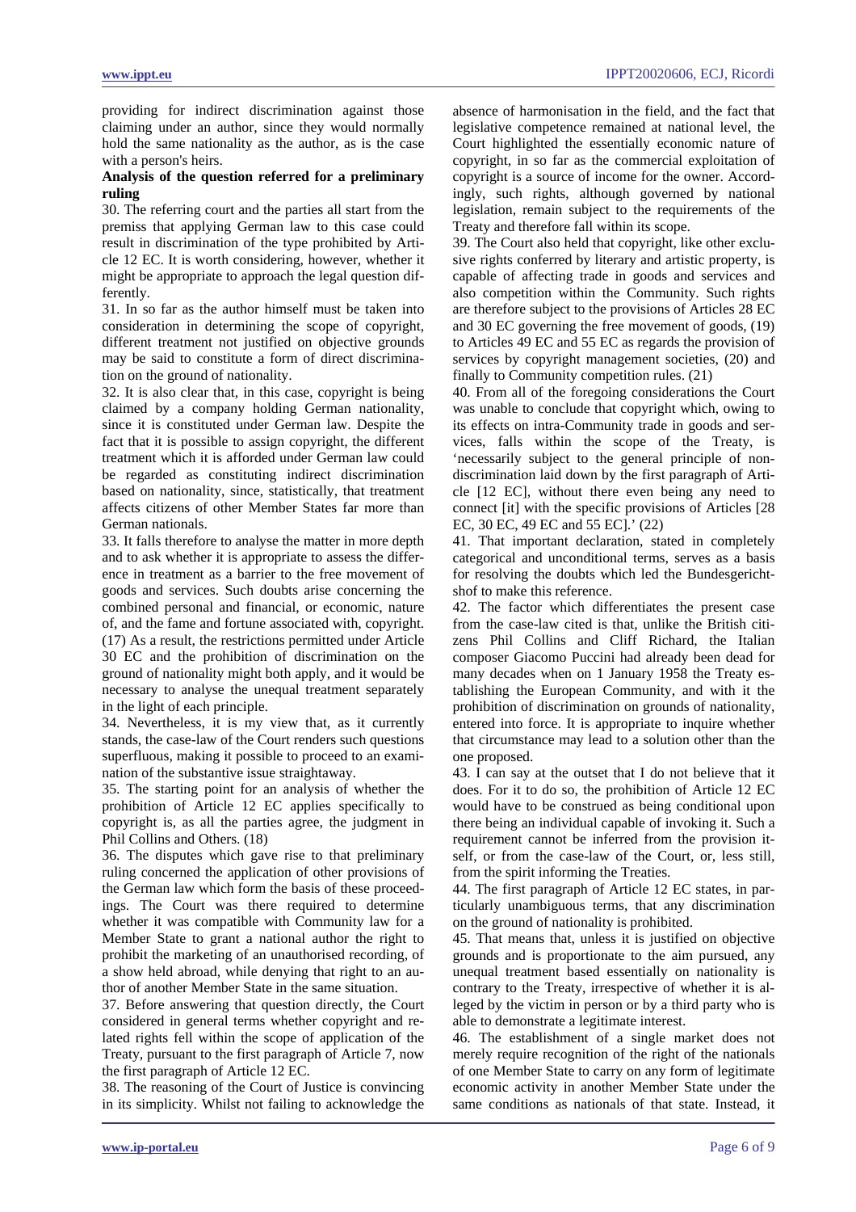providing for indirect discrimination against those claiming under an author, since they would normally hold the same nationality as the author, as is the case with a person's heirs.

**Analysis of the question referred for a preliminary ruling**

30. The referring court and the parties all start from the premiss that applying German law to this case could result in discrimination of the type prohibited by Article 12 EC. It is worth considering, however, whether it might be appropriate to approach the legal question differently.

31. In so far as the author himself must be taken into consideration in determining the scope of copyright, different treatment not justified on objective grounds may be said to constitute a form of direct discrimination on the ground of nationality.

32. It is also clear that, in this case, copyright is being claimed by a company holding German nationality, since it is constituted under German law. Despite the fact that it is possible to assign copyright, the different treatment which it is afforded under German law could be regarded as constituting indirect discrimination based on nationality, since, statistically, that treatment affects citizens of other Member States far more than German nationals.

33. It falls therefore to analyse the matter in more depth and to ask whether it is appropriate to assess the difference in treatment as a barrier to the free movement of goods and services. Such doubts arise concerning the combined personal and financial, or economic, nature of, and the fame and fortune associated with, copyright. (17) As a result, the restrictions permitted under Article 30 EC and the prohibition of discrimination on the ground of nationality might both apply, and it would be necessary to analyse the unequal treatment separately in the light of each principle.

34. Nevertheless, it is my view that, as it currently stands, the case-law of the Court renders such questions superfluous, making it possible to proceed to an examination of the substantive issue straightaway.

35. The starting point for an analysis of whether the prohibition of Article 12 EC applies specifically to copyright is, as all the parties agree, the judgment in Phil Collins and Others. (18)

36. The disputes which gave rise to that preliminary ruling concerned the application of other provisions of the German law which form the basis of these proceedings. The Court was there required to determine whether it was compatible with Community law for a Member State to grant a national author the right to prohibit the marketing of an unauthorised recording, of a show held abroad, while denying that right to an author of another Member State in the same situation.

37. Before answering that question directly, the Court considered in general terms whether copyright and related rights fell within the scope of application of the Treaty, pursuant to the first paragraph of Article 7, now the first paragraph of Article 12 EC.

38. The reasoning of the Court of Justice is convincing in its simplicity. Whilst not failing to acknowledge the absence of harmonisation in the field, and the fact that legislative competence remained at national level, the Court highlighted the essentially economic nature of copyright, in so far as the commercial exploitation of copyright is a source of income for the owner. Accordingly, such rights, although governed by national legislation, remain subject to the requirements of the Treaty and therefore fall within its scope.

39. The Court also held that copyright, like other exclusive rights conferred by literary and artistic property, is capable of affecting trade in goods and services and also competition within the Community. Such rights are therefore subject to the provisions of Articles 28 EC and 30 EC governing the free movement of goods, (19) to Articles 49 EC and 55 EC as regards the provision of services by copyright management societies, (20) and finally to Community competition rules. (21)

40. From all of the foregoing considerations the Court was unable to conclude that copyright which, owing to its effects on intra-Community trade in goods and services, falls within the scope of the Treaty, is 'necessarily subject to the general principle of non-discrimination laid down by the first paragraph of Article [12 EC], without there even being any need to connect [it] with the specific provisions of Articles [28 EC, 30 EC, 49 EC and 55 EC].' (22)

41. That important declaration, stated in completely categorical and unconditional terms, serves as a basis for resolving the doubts which led the Bundesgerichtshof to make this reference.

42. The factor which differentiates the present case from the case-law cited is that, unlike the British citizens Phil Collins and Cliff Richard, the Italian composer Giacomo Puccini had already been dead for many decades when on 1 January 1958 the Treaty establishing the European Community, and with it the prohibition of discrimination on grounds of nationality, entered into force. It is appropriate to inquire whether that circumstance may lead to a solution other than the one proposed.

43. I can say at the outset that I do not believe that it does. For it to do so, the prohibition of Article 12 EC would have to be construed as being conditional upon there being an individual capable of invoking it. Such a requirement cannot be inferred from the provision itself, or from the case-law of the Court, or, less still, from the spirit informing the Treaties.

44. The first paragraph of Article 12 EC states, in particularly unambiguous terms, that any discrimination on the ground of nationality is prohibited.

45. That means that, unless it is justified on objective grounds and is proportionate to the aim pursued, any unequal treatment based essentially on nationality is contrary to the Treaty, irrespective of whether it is alleged by the victim in person or by a third party who is able to demonstrate a legitimate interest.

46. The establishment of a single market does not merely require recognition of the right of the nationals of one Member State to carry on any form of legitimate economic activity in another Member State under the same conditions as nationals of that state. Instead, it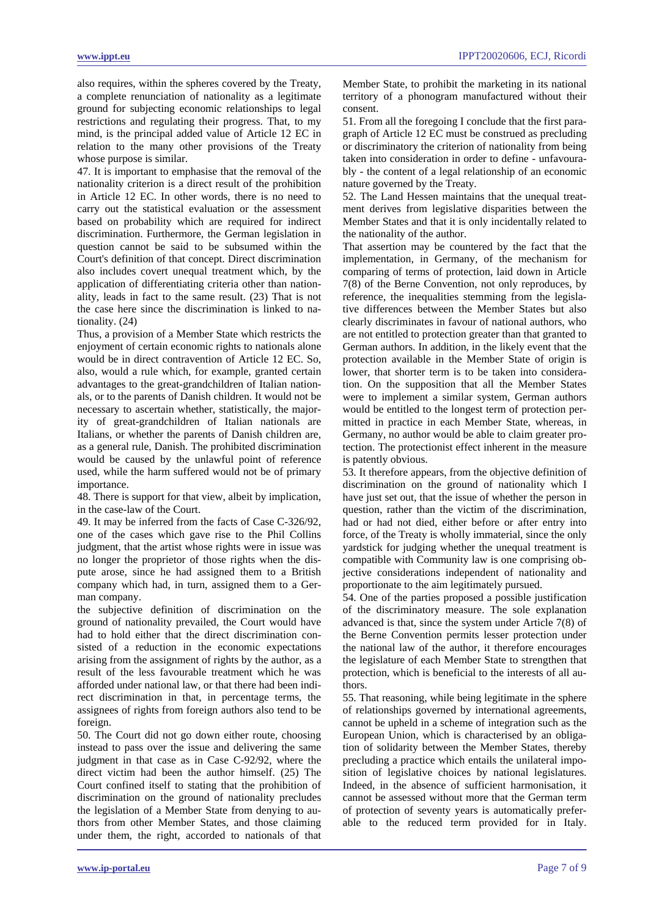also requires, within the spheres covered by the Treaty, a complete renunciation of nationality as a legitimate ground for subjecting economic relationships to legal restrictions and regulating their progress. That, to my mind, is the principal added value of Article 12 EC in relation to the many other provisions of the Treaty whose purpose is similar.

47. It is important to emphasise that the removal of the nationality criterion is a direct result of the prohibition in Article 12 EC. In other words, there is no need to carry out the statistical evaluation or the assessment based on probability which are required for indirect discrimination. Furthermore, the German legislation in question cannot be said to be subsumed within the Court's definition of that concept. Direct discrimination also includes covert unequal treatment which, by the application of differentiating criteria other than nationality, leads in fact to the same result. (23) That is not the case here since the discrimination is linked to nationality. (24)

Thus, a provision of a Member State which restricts the enjoyment of certain economic rights to nationals alone would be in direct contravention of Article 12 EC. So, also, would a rule which, for example, granted certain advantages to the great-grandchildren of Italian nationals, or to the parents of Danish children. It would not be necessary to ascertain whether, statistically, the majority of great-grandchildren of Italian nationals are Italians, or whether the parents of Danish children are, as a general rule, Danish. The prohibited discrimination would be caused by the unlawful point of reference used, while the harm suffered would not be of primary importance.

48. There is support for that view, albeit by implication, in the case-law of the Court.

49. It may be inferred from the facts of Case C-326/92, one of the cases which gave rise to the Phil Collins judgment, that the artist whose rights were in issue was no longer the proprietor of those rights when the dispute arose, since he had assigned them to a British company which had, in turn, assigned them to a German company.

the subjective definition of discrimination on the ground of nationality prevailed, the Court would have had to hold either that the direct discrimination consisted of a reduction in the economic expectations arising from the assignment of rights by the author, as a result of the less favourable treatment which he was afforded under national law, or that there had been indirect discrimination in that, in percentage terms, the assignees of rights from foreign authors also tend to be foreign.

50. The Court did not go down either route, choosing instead to pass over the issue and delivering the same judgment in that case as in Case C-92/92, where the direct victim had been the author himself. (25) The Court confined itself to stating that the prohibition of discrimination on the ground of nationality precludes the legislation of a Member State from denying to authors from other Member States, and those claiming under them, the right, accorded to nationals of that Member State, to prohibit the marketing in its national territory of a phonogram manufactured without their consent.

51. From all the foregoing I conclude that the first paragraph of Article 12 EC must be construed as precluding or discriminatory the criterion of nationality from being taken into consideration in order to define - unfavourably - the content of a legal relationship of an economic nature governed by the Treaty.

52. The Land Hessen maintains that the unequal treatment derives from legislative disparities between the Member States and that it is only incidentally related to the nationality of the author.

That assertion may be countered by the fact that the implementation, in Germany, of the mechanism for comparing of terms of protection, laid down in Article 7(8) of the Berne Convention, not only reproduces, by reference, the inequalities stemming from the legislative differences between the Member States but also clearly discriminates in favour of national authors, who are not entitled to protection greater than that granted to German authors. In addition, in the likely event that the protection available in the Member State of origin is lower, that shorter term is to be taken into consideration. On the supposition that all the Member States were to implement a similar system, German authors would be entitled to the longest term of protection permitted in practice in each Member State, whereas, in Germany, no author would be able to claim greater protection. The protectionist effect inherent in the measure is patently obvious.

53. It therefore appears, from the objective definition of discrimination on the ground of nationality which I have just set out, that the issue of whether the person in question, rather than the victim of the discrimination, had or had not died, either before or after entry into force, of the Treaty is wholly immaterial, since the only yardstick for judging whether the unequal treatment is compatible with Community law is one comprising objective considerations independent of nationality and proportionate to the aim legitimately pursued.

54. One of the parties proposed a possible justification of the discriminatory measure. The sole explanation advanced is that, since the system under Article 7(8) of the Berne Convention permits lesser protection under the national law of the author, it therefore encourages the legislature of each Member State to strengthen that protection, which is beneficial to the interests of all authors.

55. That reasoning, while being legitimate in the sphere of relationships governed by international agreements, cannot be upheld in a scheme of integration such as the European Union, which is characterised by an obligation of solidarity between the Member States, thereby precluding a practice which entails the unilateral imposition of legislative choices by national legislatures. Indeed, in the absence of sufficient harmonisation, it cannot be assessed without more that the German term of protection of seventy years is automatically preferable to the reduced term provided for in Italy.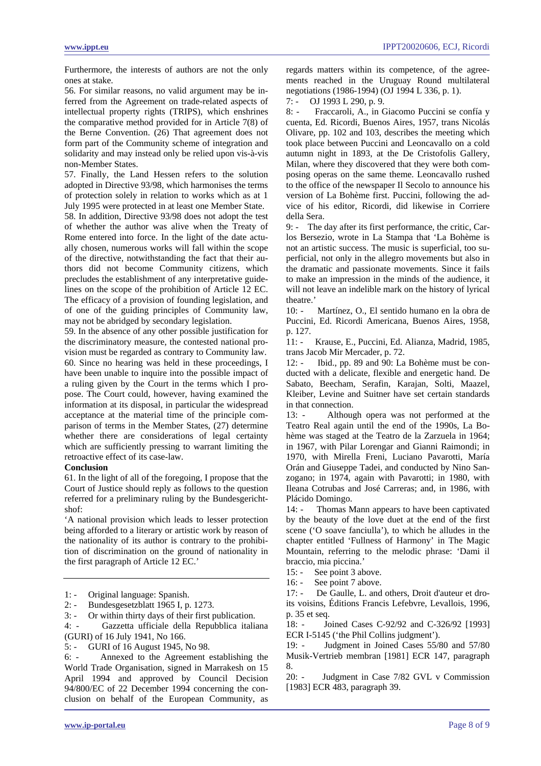Furthermore, the interests of authors are not the only ones at stake.

56. For similar reasons, no valid argument may be inferred from the Agreement on trade-related aspects of intellectual property rights (TRIPS), which enshrines the comparative method provided for in Article 7(8) of the Berne Convention. (26) That agreement does not form part of the Community scheme of integration and solidarity and may instead only be relied upon vis-à-vis non-Member States.

57. Finally, the Land Hessen refers to the solution adopted in Directive 93/98, which harmonises the terms of protection solely in relation to works which as at 1 July 1995 were protected in at least one Member State.

58. In addition, Directive 93/98 does not adopt the test of whether the author was alive when the Treaty of Rome entered into force. In the light of the date actually chosen, numerous works will fall within the scope of the directive, notwithstanding the fact that their authors did not become Community citizens, which precludes the establishment of any interpretative guidelines on the scope of the prohibition of Article 12 EC. The efficacy of a provision of founding legislation, and of one of the guiding principles of Community law, may not be abridged by secondary legislation.

59. In the absence of any other possible justification for the discriminatory measure, the contested national provision must be regarded as contrary to Community law.

60. Since no hearing was held in these proceedings, I have been unable to inquire into the possible impact of a ruling given by the Court in the terms which I propose. The Court could, however, having examined the information at its disposal, in particular the widespread acceptance at the material time of the principle comparison of terms in the Member States, (27) determine whether there are considerations of legal certainty which are sufficiently pressing to warrant limiting the retroactive effect of its case-law.

**Conclusion**

61. In the light of all of the foregoing, I propose that the Court of Justice should reply as follows to the question referred for a preliminary ruling by the Bundesgerichtshof:

'A national provision which leads to lesser protection being afforded to a literary or artistic work by reason of the nationality of its author is contrary to the prohibition of discrimination on the ground of nationality in the first paragraph of Article 12 EC.'

---

1: - Original language: Spanish.

2: - Bundesgesetzblatt 1965 I, p. 1273.

3: - Or within thirty days of their first publication.

4: - Gazzetta ufficiale della Repubblica italiana (GURI) of 16 July 1941, No 166.

5: - GURI of 16 August 1945, No 98.

6: - Annexed to the Agreement establishing the World Trade Organisation, signed in Marrakesh on 15 April 1994 and approved by Council Decision 94/800/EC of 22 December 1994 concerning the conclusion on behalf of the European Community, as regards matters within its competence, of the agreements reached in the Uruguay Round multilateral negotiations (1986-1994) (OJ 1994 L 336, p. 1).

7: - OJ 1993 L 290, p. 9.

8: - Fraccaroli, A., in Giacomo Puccini se confía y cuenta, Ed. Ricordi, Buenos Aires, 1957, trans Nicolás Olivare, pp. 102 and 103, describes the meeting which took place between Puccini and Leoncavallo on a cold autumn night in 1893, at the De Cristofolis Gallery, Milan, where they discovered that they were both composing operas on the same theme. Leoncavallo rushed to the office of the newspaper Il Secolo to announce his version of La Bohème first. Puccini, following the advice of his editor, Ricordi, did likewise in Corriere della Sera.

9: - The day after its first performance, the critic, Carlos Bersezio, wrote in La Stampa that 'La Bohème is not an artistic success. The music is superficial, too superficial, not only in the allegro movements but also in the dramatic and passionate movements. Since it fails to make an impression in the minds of the audience, it will not leave an indelible mark on the history of lyrical theatre.'

10: - Martínez, O., El sentido humano en la obra de Puccini, Ed. Ricordi Americana, Buenos Aires, 1958, p. 127.

11: - Krause, E., Puccini, Ed. Alianza, Madrid, 1985, trans Jacob Mir Mercader, p. 72.

12: - Ibid., pp. 89 and 90: La Bohème must be conducted with a delicate, flexible and energetic hand. De Sabato, Beecham, Serafin, Karajan, Solti, Maazel, Kleiber, Levine and Suitner have set certain standards in that connection.

13: - Although opera was not performed at the Teatro Real again until the end of the 1990s, La Bohème was staged at the Teatro de la Zarzuela in 1964; in 1967, with Pilar Lorengar and Gianni Raimondi; in 1970, with Mirella Freni, Luciano Pavarotti, María Orán and Giuseppe Tadei, and conducted by Nino Sanzogano; in 1974, again with Pavarotti; in 1980, with Ileana Cotrubas and José Carreras; and, in 1986, with Plácido Domingo.

14: - Thomas Mann appears to have been captivated by the beauty of the love duet at the end of the first scene ('O soave fanciulla'), to which he alludes in the chapter entitled 'Fullness of Harmony' in The Magic Mountain, referring to the melodic phrase: 'Dami il braccio, mia piccina.'

15: - See point 3 above.

16: - See point 7 above.

17: - De Gaulle, L. and others, Droit d'auteur et droits voisins, Éditions Francis Lefebvre, Levallois, 1996, p. 35 et seq.

18: - Joined Cases C-92/92 and C-326/92 [1993] ECR I-5145 ('the Phil Collins judgment').

19: - Judgment in Joined Cases 55/80 and 57/80 Musik-Vertrieb membran [1981] ECR 147, paragraph 8.

20: - Judgment in Case 7/82 GVL v Commission [1983] ECR 483, paragraph 39.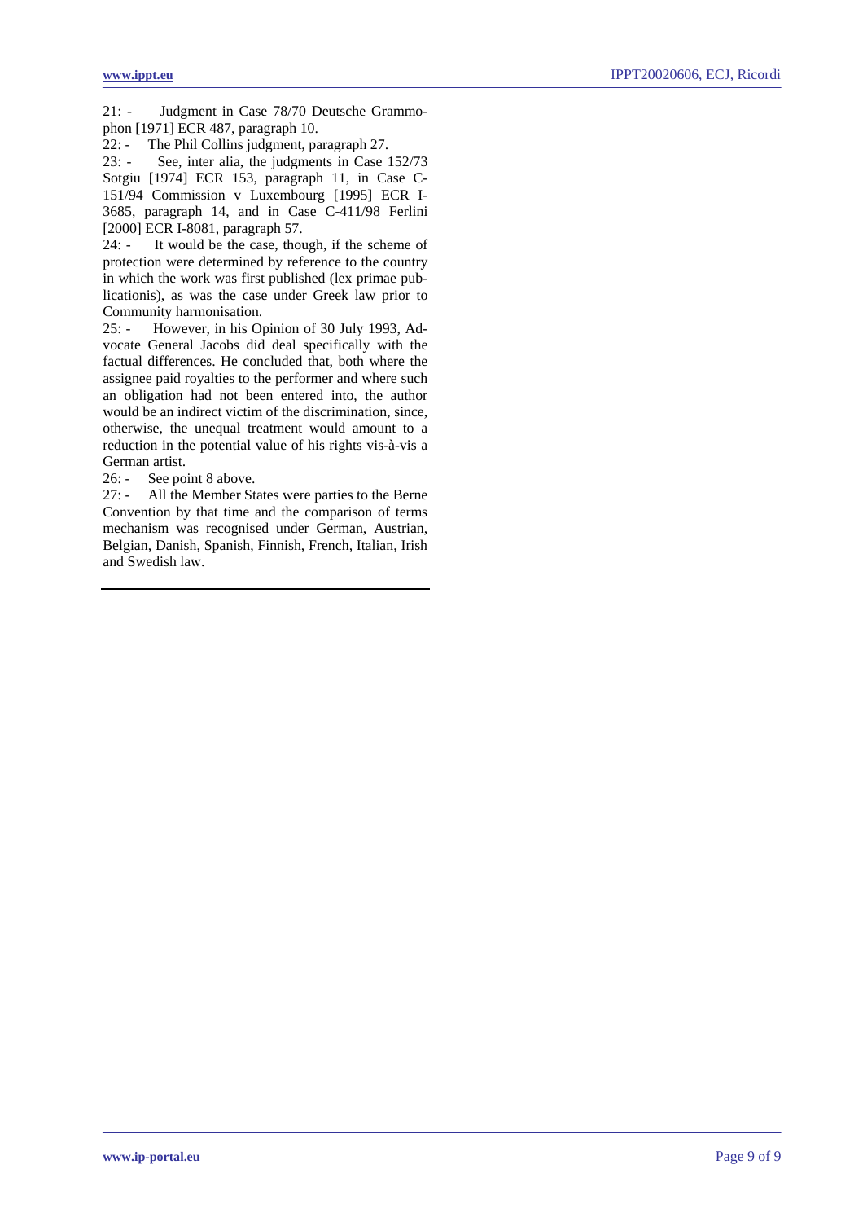21: - Judgment in Case 78/70 Deutsche Grammophon [1971] ECR 487, paragraph 10.

22: - The Phil Collins judgment, paragraph 27.

23: - See, inter alia, the judgments in Case 152/73 Sotgiu [1974] ECR 153, paragraph 11, in Case C-151/94 Commission v Luxembourg [1995] ECR I-3685, paragraph 14, and in Case C-411/98 Ferlini [2000] ECR I-8081, paragraph 57.

24: - It would be the case, though, if the scheme of protection were determined by reference to the country in which the work was first published (lex primae publicationis), as was the case under Greek law prior to Community harmonisation.

25: - However, in his Opinion of 30 July 1993, Advocate General Jacobs did deal specifically with the factual differences. He concluded that, both where the assignee paid royalties to the performer and where such an obligation had not been entered into, the author would be an indirect victim of the discrimination, since, otherwise, the unequal treatment would amount to a reduction in the potential value of his rights vis-à-vis a German artist.

26: - See point 8 above.

27: - All the Member States were parties to the Berne Convention by that time and the comparison of terms mechanism was recognised under German, Austrian, Belgian, Danish, Spanish, Finnish, French, Italian, Irish and Swedish law.